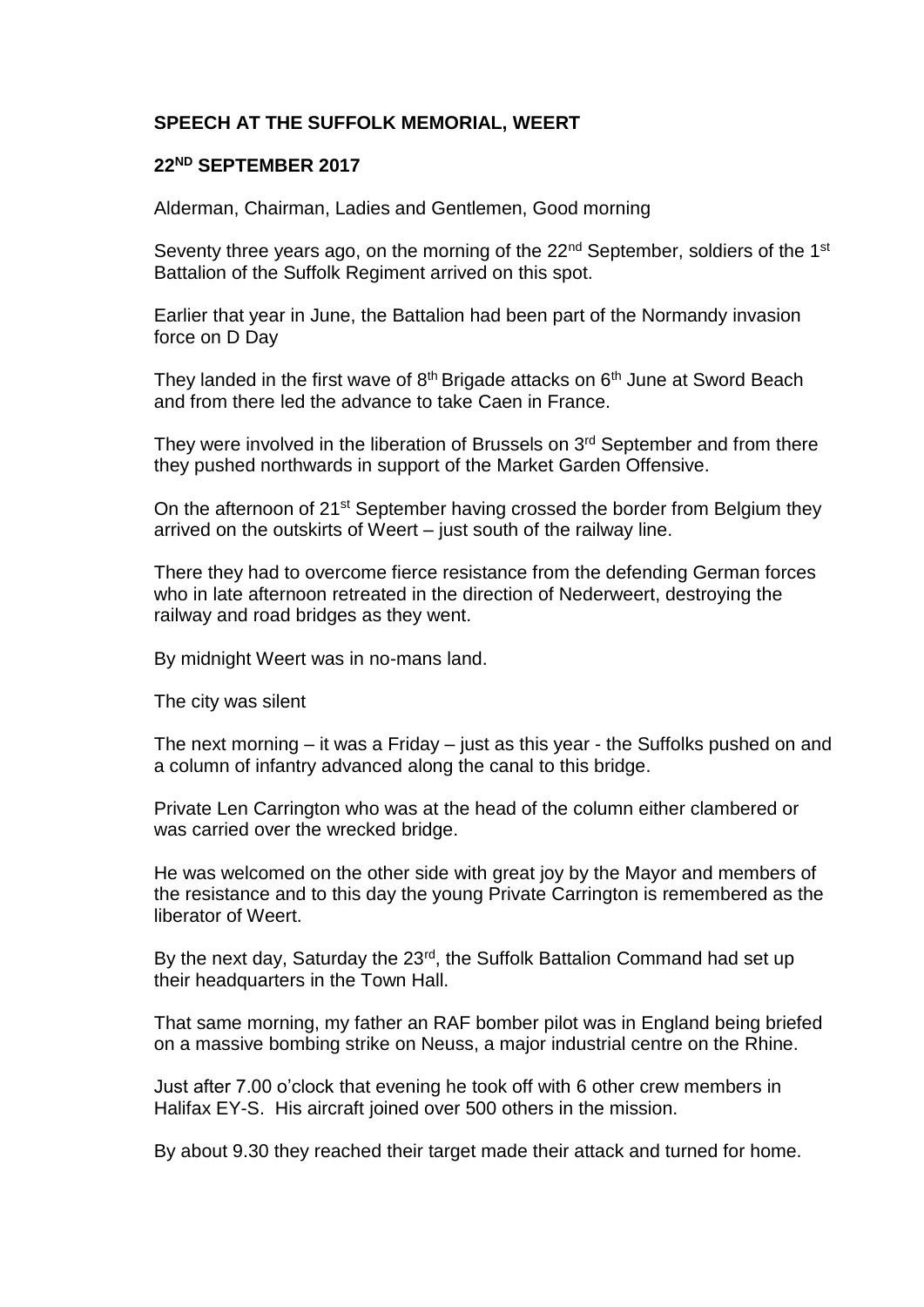# SPEECH AT THE SUFFOLK MEMORIAL, WEERT

## 22ND SEPTEMBER 2017

Alderman, Chairman, Ladies and Gentlemen, Good morning

Seventy three years ago, on the morning of the 22nd September, soldiers of the 1st Battalion of the Suffolk Regiment arrived on this spot.

Earlier that year in June, the Battalion had been part of the Normandy invasion force on D Day

They landed in the first wave of 8th Brigade attacks on 6th June at Sword Beach and from there led the advance to take Caen in France.

They were involved in the liberation of Brussels on 3rd September and from there they pushed northwards in support of the Market Garden Offensive.

On the afternoon of 21st September having crossed the border from Belgium they arrived on the outskirts of Weert – just south of the railway line.

There they had to overcome fierce resistance from the defending German forces who in late afternoon retreated in the direction of Nederweert, destroying the railway and road bridges as they went.

By midnight Weert was in no-mans land.

The city was silent

The next morning – it was a Friday – just as this year - the Suffolks pushed on and a column of infantry advanced along the canal to this bridge.

Private Len Carrington who was at the head of the column either clambered or was carried over the wrecked bridge.

He was welcomed on the other side with great joy by the Mayor and members of the resistance and to this day the young Private Carrington is remembered as the liberator of Weert.

By the next day, Saturday the 23rd, the Suffolk Battalion Command had set up their headquarters in the Town Hall.

That same morning, my father an RAF bomber pilot was in England being briefed on a massive bombing strike on Neuss, a major industrial centre on the Rhine.

Just after 7.00 o'clock that evening he took off with 6 other crew members in Halifax EY-S. His aircraft joined over 500 others in the mission.

By about 9.30 they reached their target made their attack and turned for home.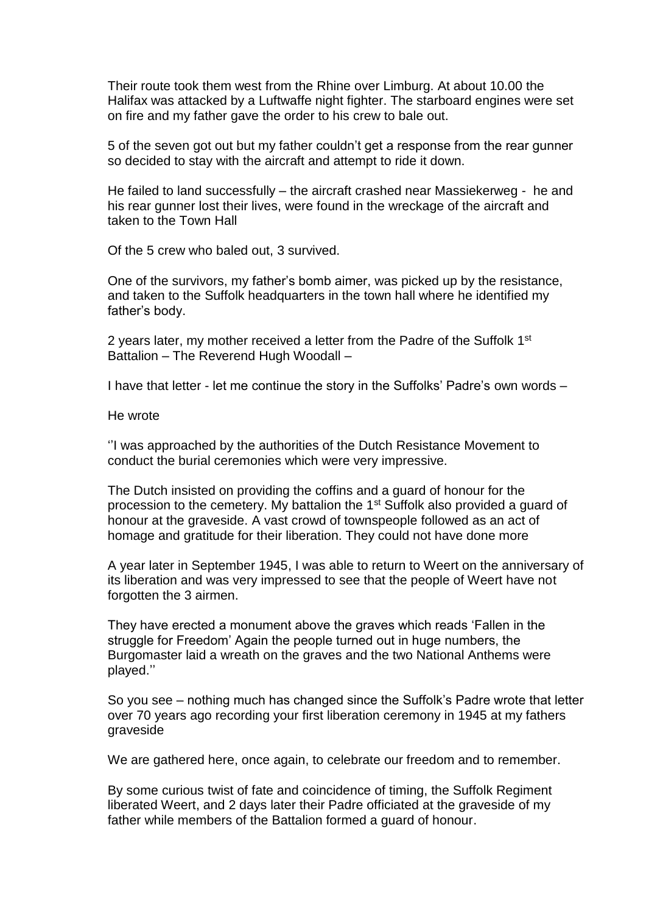Their route took them west from the Rhine over Limburg. At about 10.00 the Halifax was attacked by a Luftwaffe night fighter. The starboard engines were set on fire and my father gave the order to his crew to bale out.

5 of the seven got out but my father couldn't get a response from the rear gunner so decided to stay with the aircraft and attempt to ride it down.

He failed to land successfully – the aircraft crashed near Massiekerweg - he and his rear gunner lost their lives, were found in the wreckage of the aircraft and taken to the Town Hall

Of the 5 crew who baled out, 3 survived.

One of the survivors, my father's bomb aimer, was picked up by the resistance, and taken to the Suffolk headquarters in the town hall where he identified my father's body.

2 years later, my mother received a letter from the Padre of the Suffolk 1st Battalion – The Reverend Hugh Woodall –

I have that letter - let me continue the story in the Suffolks' Padre's own words –

He wrote

''I was approached by the authorities of the Dutch Resistance Movement to conduct the burial ceremonies which were very impressive.

The Dutch insisted on providing the coffins and a guard of honour for the procession to the cemetery. My battalion the 1st Suffolk also provided a guard of honour at the graveside. A vast crowd of townspeople followed as an act of homage and gratitude for their liberation. They could not have done more

A year later in September 1945, I was able to return to Weert on the anniversary of its liberation and was very impressed to see that the people of Weert have not forgotten the 3 airmen.

They have erected a monument above the graves which reads 'Fallen in the struggle for Freedom' Again the people turned out in huge numbers, the Burgomaster laid a wreath on the graves and the two National Anthems were played.''

So you see – nothing much has changed since the Suffolk's Padre wrote that letter over 70 years ago recording your first liberation ceremony in 1945 at my fathers graveside

We are gathered here, once again, to celebrate our freedom and to remember.

By some curious twist of fate and coincidence of timing, the Suffolk Regiment liberated Weert, and 2 days later their Padre officiated at the graveside of my father while members of the Battalion formed a guard of honour.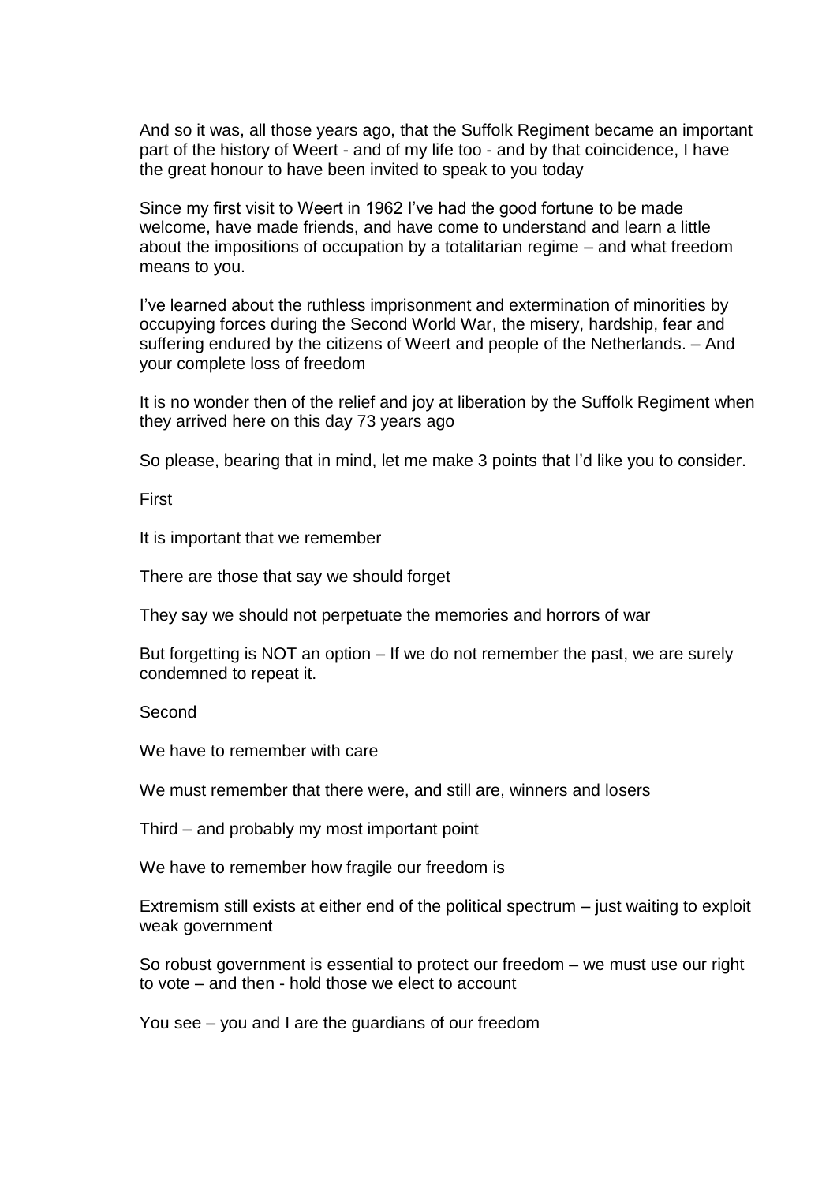And so it was, all those years ago, that the Suffolk Regiment became an important part of the history of Weert - and of my life too - and by that coincidence, I have the great honour to have been invited to speak to you today

Since my first visit to Weert in 1962 I've had the good fortune to be made welcome, have made friends, and have come to understand and learn a little about the impositions of occupation by a totalitarian regime – and what freedom means to you.

I've learned about the ruthless imprisonment and extermination of minorities by occupying forces during the Second World War, the misery, hardship, fear and suffering endured by the citizens of Weert and people of the Netherlands. – And your complete loss of freedom

It is no wonder then of the relief and joy at liberation by the Suffolk Regiment when they arrived here on this day 73 years ago

So please, bearing that in mind, let me make 3 points that I'd like you to consider.

First

It is important that we remember

There are those that say we should forget

They say we should not perpetuate the memories and horrors of war

But forgetting is NOT an option – If we do not remember the past, we are surely condemned to repeat it.

Second

We have to remember with care

We must remember that there were, and still are, winners and losers

Third – and probably my most important point

We have to remember how fragile our freedom is

Extremism still exists at either end of the political spectrum – just waiting to exploit weak government

So robust government is essential to protect our freedom – we must use our right to vote – and then - hold those we elect to account

You see – you and I are the guardians of our freedom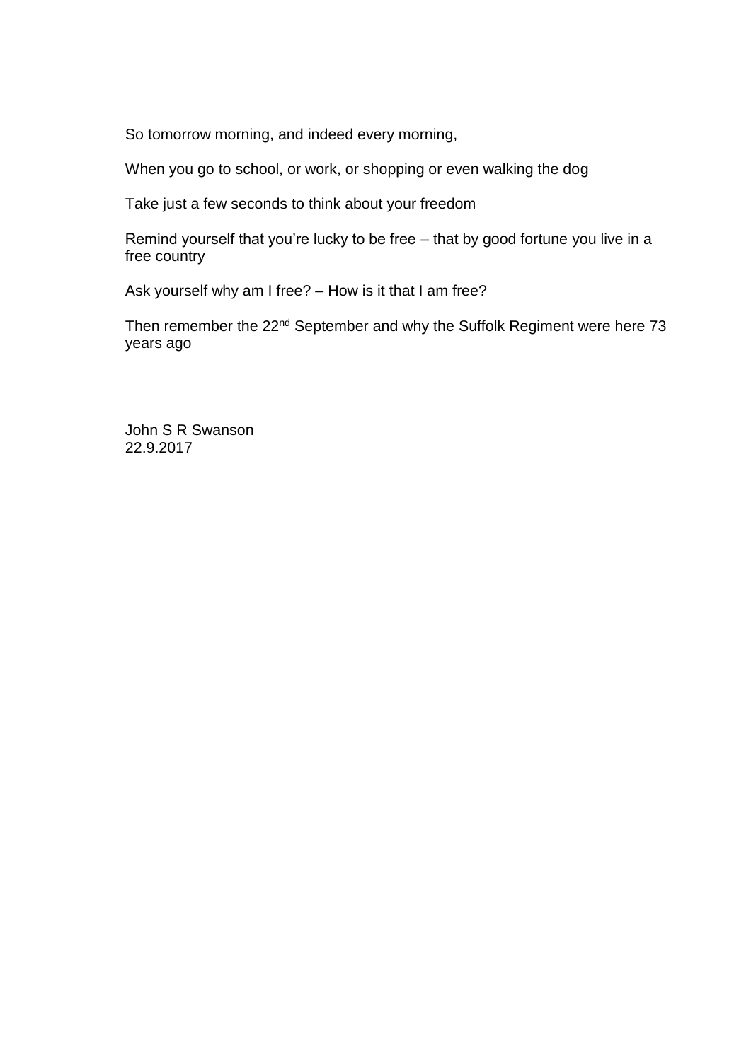So tomorrow morning, and indeed every morning,

When you go to school, or work, or shopping or even walking the dog

Take just a few seconds to think about your freedom

Remind yourself that you're lucky to be free – that by good fortune you live in a free country

Ask yourself why am I free? – How is it that I am free?

Then remember the 22nd September and why the Suffolk Regiment were here 73 years ago

John S R Swanson  
22.9.2017